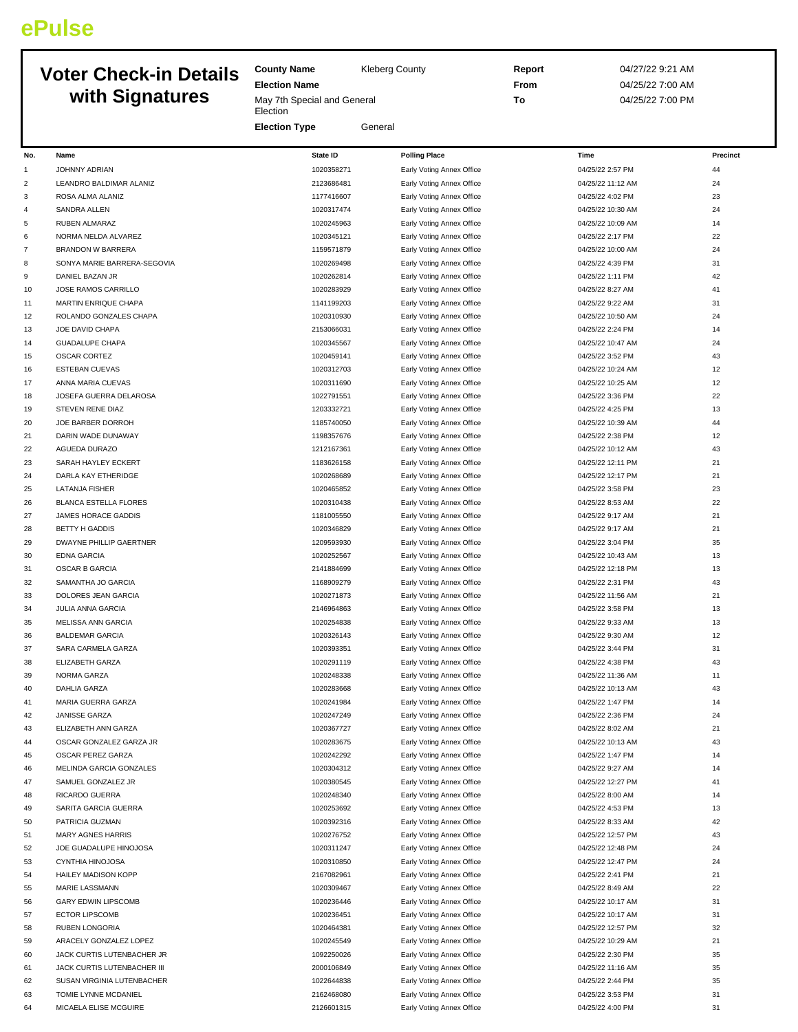ePulse

# Voter Check-in Details with Signatures

**County Name** Kleberg County

**Election Name** May 7th Special and General Election

**Election Type** General

**Report** 04/27/22 9:21 AM

**From** 04/25/22 7:00 AM

**To** 04/25/22 7:00 PM

| No. | Name | State ID | Polling Place | Time | Precinct |
|---|---|---|---|---|---|
| 1 | JOHNNY ADRIAN | 1020358271 | Early Voting Annex Office | 04/25/22 2:57 PM | 44 |
| 2 | LEANDRO BALDIMAR ALANIZ | 2123686481 | Early Voting Annex Office | 04/25/22 11:12 AM | 24 |
| 3 | ROSA ALMA ALANIZ | 1177416607 | Early Voting Annex Office | 04/25/22 4:02 PM | 23 |
| 4 | SANDRA ALLEN | 1020317474 | Early Voting Annex Office | 04/25/22 10:30 AM | 24 |
| 5 | RUBEN ALMARAZ | 1020245963 | Early Voting Annex Office | 04/25/22 10:09 AM | 14 |
| 6 | NORMA NELDA ALVAREZ | 1020345121 | Early Voting Annex Office | 04/25/22 2:17 PM | 22 |
| 7 | BRANDON W BARRERA | 1159571879 | Early Voting Annex Office | 04/25/22 10:00 AM | 24 |
| 8 | SONYA MARIE BARRERA-SEGOVIA | 1020269498 | Early Voting Annex Office | 04/25/22 4:39 PM | 31 |
| 9 | DANIEL BAZAN JR | 1020262814 | Early Voting Annex Office | 04/25/22 1:11 PM | 42 |
| 10 | JOSE RAMOS CARRILLO | 1020283929 | Early Voting Annex Office | 04/25/22 8:27 AM | 41 |
| 11 | MARTIN ENRIQUE CHAPA | 1141199203 | Early Voting Annex Office | 04/25/22 9:22 AM | 31 |
| 12 | ROLANDO GONZALES CHAPA | 1020310930 | Early Voting Annex Office | 04/25/22 10:50 AM | 24 |
| 13 | JOE DAVID CHAPA | 2153066031 | Early Voting Annex Office | 04/25/22 2:24 PM | 14 |
| 14 | GUADALUPE CHAPA | 1020345567 | Early Voting Annex Office | 04/25/22 10:47 AM | 24 |
| 15 | OSCAR CORTEZ | 1020459141 | Early Voting Annex Office | 04/25/22 3:52 PM | 43 |
| 16 | ESTEBAN CUEVAS | 1020312703 | Early Voting Annex Office | 04/25/22 10:24 AM | 12 |
| 17 | ANNA MARIA CUEVAS | 1020311690 | Early Voting Annex Office | 04/25/22 10:25 AM | 12 |
| 18 | JOSEFA GUERRA DELAROSA | 1022791551 | Early Voting Annex Office | 04/25/22 3:36 PM | 22 |
| 19 | STEVEN RENE DIAZ | 1203332721 | Early Voting Annex Office | 04/25/22 4:25 PM | 13 |
| 20 | JOE BARBER DORROH | 1185740050 | Early Voting Annex Office | 04/25/22 10:39 AM | 44 |
| 21 | DARIN WADE DUNAWAY | 1198357676 | Early Voting Annex Office | 04/25/22 2:38 PM | 12 |
| 22 | AGUEDA DURAZO | 1212167361 | Early Voting Annex Office | 04/25/22 10:12 AM | 43 |
| 23 | SARAH HAYLEY ECKERT | 1183626158 | Early Voting Annex Office | 04/25/22 12:11 PM | 21 |
| 24 | DARLA KAY ETHERIDGE | 1020268689 | Early Voting Annex Office | 04/25/22 12:17 PM | 21 |
| 25 | LATANJA FISHER | 1020465852 | Early Voting Annex Office | 04/25/22 3:58 PM | 23 |
| 26 | BLANCA ESTELLA FLORES | 1020310438 | Early Voting Annex Office | 04/25/22 8:53 AM | 22 |
| 27 | JAMES HORACE GADDIS | 1181005550 | Early Voting Annex Office | 04/25/22 9:17 AM | 21 |
| 28 | BETTY H GADDIS | 1020346829 | Early Voting Annex Office | 04/25/22 9:17 AM | 21 |
| 29 | DWAYNE PHILLIP GAERTNER | 1209593930 | Early Voting Annex Office | 04/25/22 3:04 PM | 35 |
| 30 | EDNA GARCIA | 1020252567 | Early Voting Annex Office | 04/25/22 10:43 AM | 13 |
| 31 | OSCAR B GARCIA | 2141884699 | Early Voting Annex Office | 04/25/22 12:18 PM | 13 |
| 32 | SAMANTHA JO GARCIA | 1168909279 | Early Voting Annex Office | 04/25/22 2:31 PM | 43 |
| 33 | DOLORES JEAN GARCIA | 1020271873 | Early Voting Annex Office | 04/25/22 11:56 AM | 21 |
| 34 | JULIA ANNA GARCIA | 2146964863 | Early Voting Annex Office | 04/25/22 3:58 PM | 13 |
| 35 | MELISSA ANN GARCIA | 1020254838 | Early Voting Annex Office | 04/25/22 9:33 AM | 13 |
| 36 | BALDEMAR GARCIA | 1020326143 | Early Voting Annex Office | 04/25/22 9:30 AM | 12 |
| 37 | SARA CARMELA GARZA | 1020393351 | Early Voting Annex Office | 04/25/22 3:44 PM | 31 |
| 38 | ELIZABETH GARZA | 1020291119 | Early Voting Annex Office | 04/25/22 4:38 PM | 43 |
| 39 | NORMA GARZA | 1020248338 | Early Voting Annex Office | 04/25/22 11:36 AM | 11 |
| 40 | DAHLIA GARZA | 1020283668 | Early Voting Annex Office | 04/25/22 10:13 AM | 43 |
| 41 | MARIA GUERRA GARZA | 1020241984 | Early Voting Annex Office | 04/25/22 1:47 PM | 14 |
| 42 | JANISSE GARZA | 1020247249 | Early Voting Annex Office | 04/25/22 2:36 PM | 24 |
| 43 | ELIZABETH ANN GARZA | 1020367727 | Early Voting Annex Office | 04/25/22 8:02 AM | 21 |
| 44 | OSCAR GONZALEZ GARZA JR | 1020283675 | Early Voting Annex Office | 04/25/22 10:13 AM | 43 |
| 45 | OSCAR PEREZ GARZA | 1020242292 | Early Voting Annex Office | 04/25/22 1:47 PM | 14 |
| 46 | MELINDA GARCIA GONZALES | 1020304312 | Early Voting Annex Office | 04/25/22 9:27 AM | 14 |
| 47 | SAMUEL GONZALEZ JR | 1020380545 | Early Voting Annex Office | 04/25/22 12:27 PM | 41 |
| 48 | RICARDO GUERRA | 1020248340 | Early Voting Annex Office | 04/25/22 8:00 AM | 14 |
| 49 | SARITA GARCIA GUERRA | 1020253692 | Early Voting Annex Office | 04/25/22 4:53 PM | 13 |
| 50 | PATRICIA GUZMAN | 1020392316 | Early Voting Annex Office | 04/25/22 8:33 AM | 42 |
| 51 | MARY AGNES HARRIS | 1020276752 | Early Voting Annex Office | 04/25/22 12:57 PM | 43 |
| 52 | JOE GUADALUPE HINOJOSA | 1020311247 | Early Voting Annex Office | 04/25/22 12:48 PM | 24 |
| 53 | CYNTHIA HINOJOSA | 1020310850 | Early Voting Annex Office | 04/25/22 12:47 PM | 24 |
| 54 | HAILEY MADISON KOPP | 2167082961 | Early Voting Annex Office | 04/25/22 2:41 PM | 21 |
| 55 | MARIE LASSMANN | 1020309467 | Early Voting Annex Office | 04/25/22 8:49 AM | 22 |
| 56 | GARY EDWIN LIPSCOMB | 1020236446 | Early Voting Annex Office | 04/25/22 10:17 AM | 31 |
| 57 | ECTOR LIPSCOMB | 1020236451 | Early Voting Annex Office | 04/25/22 10:17 AM | 31 |
| 58 | RUBEN LONGORIA | 1020464381 | Early Voting Annex Office | 04/25/22 12:57 PM | 32 |
| 59 | ARACELY GONZALEZ LOPEZ | 1020245549 | Early Voting Annex Office | 04/25/22 10:29 AM | 21 |
| 60 | JACK CURTIS LUTENBACHER JR | 1092250026 | Early Voting Annex Office | 04/25/22 2:30 PM | 35 |
| 61 | JACK CURTIS LUTENBACHER III | 2000106849 | Early Voting Annex Office | 04/25/22 11:16 AM | 35 |
| 62 | SUSAN VIRGINIA LUTENBACHER | 1022644838 | Early Voting Annex Office | 04/25/22 2:44 PM | 35 |
| 63 | TOMIE LYNNE MCDANIEL | 2162468080 | Early Voting Annex Office | 04/25/22 3:53 PM | 31 |
| 64 | MICAELA ELISE MCGUIRE | 2126601315 | Early Voting Annex Office | 04/25/22 4:00 PM | 31 |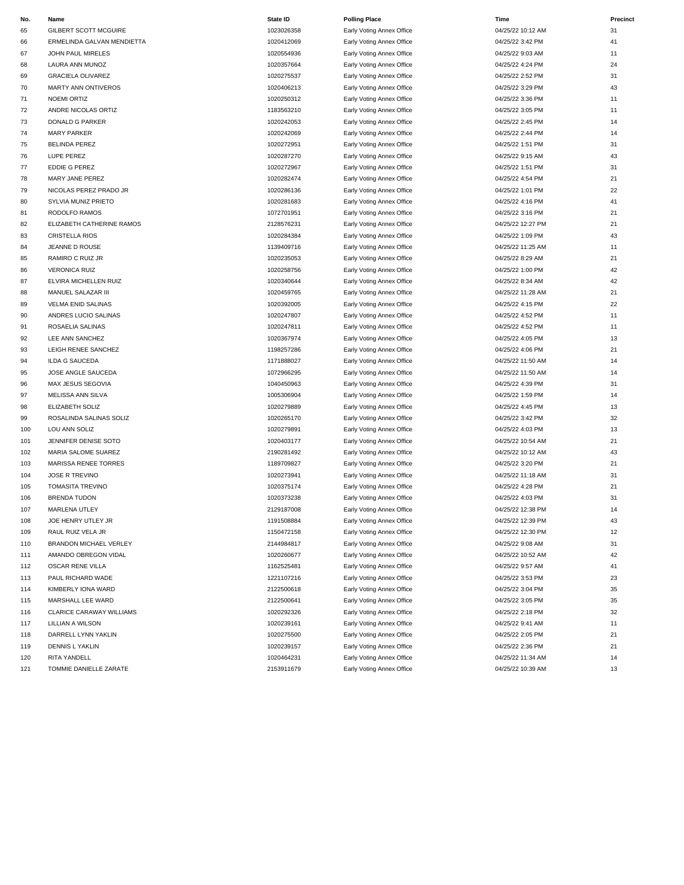| No. | Name | State ID | Polling Place | Time | Precinct |
|---|---|---|---|---|---|
| 65 | GILBERT SCOTT MCGUIRE | 1023026358 | Early Voting Annex Office | 04/25/22 10:12 AM | 31 |
| 66 | ERMELINDA GALVAN MENDIETTA | 1020412069 | Early Voting Annex Office | 04/25/22 3:42 PM | 41 |
| 67 | JOHN PAUL MIRELES | 1020554936 | Early Voting Annex Office | 04/25/22 9:03 AM | 11 |
| 68 | LAURA ANN MUNOZ | 1020357664 | Early Voting Annex Office | 04/25/22 4:24 PM | 24 |
| 69 | GRACIELA OLIVAREZ | 1020275537 | Early Voting Annex Office | 04/25/22 2:52 PM | 31 |
| 70 | MARTY ANN ONTIVEROS | 1020406213 | Early Voting Annex Office | 04/25/22 3:29 PM | 43 |
| 71 | NOEMI ORTIZ | 1020250312 | Early Voting Annex Office | 04/25/22 3:36 PM | 11 |
| 72 | ANDRE NICOLAS ORTIZ | 1183563210 | Early Voting Annex Office | 04/25/22 3:05 PM | 11 |
| 73 | DONALD G PARKER | 1020242053 | Early Voting Annex Office | 04/25/22 2:45 PM | 14 |
| 74 | MARY PARKER | 1020242069 | Early Voting Annex Office | 04/25/22 2:44 PM | 14 |
| 75 | BELINDA PEREZ | 1020272951 | Early Voting Annex Office | 04/25/22 1:51 PM | 31 |
| 76 | LUPE PEREZ | 1020287270 | Early Voting Annex Office | 04/25/22 9:15 AM | 43 |
| 77 | EDDIE G PEREZ | 1020272967 | Early Voting Annex Office | 04/25/22 1:51 PM | 31 |
| 78 | MARY JANE PEREZ | 1020282474 | Early Voting Annex Office | 04/25/22 4:54 PM | 21 |
| 79 | NICOLAS PEREZ PRADO JR | 1020286136 | Early Voting Annex Office | 04/25/22 1:01 PM | 22 |
| 80 | SYLVIA MUNIZ PRIETO | 1020281683 | Early Voting Annex Office | 04/25/22 4:16 PM | 41 |
| 81 | RODOLFO RAMOS | 1072701951 | Early Voting Annex Office | 04/25/22 3:16 PM | 21 |
| 82 | ELIZABETH CATHERINE RAMOS | 2128576231 | Early Voting Annex Office | 04/25/22 12:27 PM | 21 |
| 83 | CRISTELLA RIOS | 1020284384 | Early Voting Annex Office | 04/25/22 1:09 PM | 43 |
| 84 | JEANNE D ROUSE | 1139409716 | Early Voting Annex Office | 04/25/22 11:25 AM | 11 |
| 85 | RAMIRO C RUIZ JR | 1020235053 | Early Voting Annex Office | 04/25/22 8:29 AM | 21 |
| 86 | VERONICA RUIZ | 1020258756 | Early Voting Annex Office | 04/25/22 1:00 PM | 42 |
| 87 | ELVIRA MICHELLEN RUIZ | 1020340644 | Early Voting Annex Office | 04/25/22 8:34 AM | 42 |
| 88 | MANUEL SALAZAR III | 1020459765 | Early Voting Annex Office | 04/25/22 11:28 AM | 21 |
| 89 | VELMA ENID SALINAS | 1020392005 | Early Voting Annex Office | 04/25/22 4:15 PM | 22 |
| 90 | ANDRES LUCIO SALINAS | 1020247807 | Early Voting Annex Office | 04/25/22 4:52 PM | 11 |
| 91 | ROSAELIA SALINAS | 1020247811 | Early Voting Annex Office | 04/25/22 4:52 PM | 11 |
| 92 | LEE ANN SANCHEZ | 1020367974 | Early Voting Annex Office | 04/25/22 4:05 PM | 13 |
| 93 | LEIGH RENEE SANCHEZ | 1198257286 | Early Voting Annex Office | 04/25/22 4:06 PM | 21 |
| 94 | ILDA G SAUCEDA | 1171888027 | Early Voting Annex Office | 04/25/22 11:50 AM | 14 |
| 95 | JOSE ANGLE SAUCEDA | 1072966295 | Early Voting Annex Office | 04/25/22 11:50 AM | 14 |
| 96 | MAX JESUS SEGOVIA | 1040450963 | Early Voting Annex Office | 04/25/22 4:39 PM | 31 |
| 97 | MELISSA ANN SILVA | 1005306904 | Early Voting Annex Office | 04/25/22 1:59 PM | 14 |
| 98 | ELIZABETH SOLIZ | 1020279889 | Early Voting Annex Office | 04/25/22 4:45 PM | 13 |
| 99 | ROSALINDA SALINAS SOLIZ | 1020265170 | Early Voting Annex Office | 04/25/22 3:42 PM | 32 |
| 100 | LOU ANN SOLIZ | 1020279891 | Early Voting Annex Office | 04/25/22 4:03 PM | 13 |
| 101 | JENNIFER DENISE SOTO | 1020403177 | Early Voting Annex Office | 04/25/22 10:54 AM | 21 |
| 102 | MARIA SALOME SUAREZ | 2190281492 | Early Voting Annex Office | 04/25/22 10:12 AM | 43 |
| 103 | MARISSA RENEE TORRES | 1189709827 | Early Voting Annex Office | 04/25/22 3:20 PM | 21 |
| 104 | JOSE R TREVINO | 1020273941 | Early Voting Annex Office | 04/25/22 11:18 AM | 31 |
| 105 | TOMASITA TREVINO | 1020375174 | Early Voting Annex Office | 04/25/22 4:28 PM | 21 |
| 106 | BRENDA TUDON | 1020373238 | Early Voting Annex Office | 04/25/22 4:03 PM | 31 |
| 107 | MARLENA UTLEY | 2129187008 | Early Voting Annex Office | 04/25/22 12:38 PM | 14 |
| 108 | JOE HENRY UTLEY JR | 1191508884 | Early Voting Annex Office | 04/25/22 12:39 PM | 43 |
| 109 | RAUL RUIZ VELA JR | 1150472158 | Early Voting Annex Office | 04/25/22 12:30 PM | 12 |
| 110 | BRANDON MICHAEL VERLEY | 2144984817 | Early Voting Annex Office | 04/25/22 9:08 AM | 31 |
| 111 | AMANDO OBREGON VIDAL | 1020260677 | Early Voting Annex Office | 04/25/22 10:52 AM | 42 |
| 112 | OSCAR RENE VILLA | 1162525481 | Early Voting Annex Office | 04/25/22 9:57 AM | 41 |
| 113 | PAUL RICHARD WADE | 1221107216 | Early Voting Annex Office | 04/25/22 3:53 PM | 23 |
| 114 | KIMBERLY IONA WARD | 2122500618 | Early Voting Annex Office | 04/25/22 3:04 PM | 35 |
| 115 | MARSHALL LEE WARD | 2122500641 | Early Voting Annex Office | 04/25/22 3:05 PM | 35 |
| 116 | CLARICE CARAWAY WILLIAMS | 1020292326 | Early Voting Annex Office | 04/25/22 2:18 PM | 32 |
| 117 | LILLIAN A WILSON | 1020239161 | Early Voting Annex Office | 04/25/22 9:41 AM | 11 |
| 118 | DARRELL LYNN YAKLIN | 1020275500 | Early Voting Annex Office | 04/25/22 2:05 PM | 21 |
| 119 | DENNIS L YAKLIN | 1020239157 | Early Voting Annex Office | 04/25/22 2:36 PM | 21 |
| 120 | RITA YANDELL | 1020464231 | Early Voting Annex Office | 04/25/22 11:34 AM | 14 |
| 121 | TOMMIE DANIELLE ZARATE | 2153911679 | Early Voting Annex Office | 04/25/22 10:39 AM | 13 |